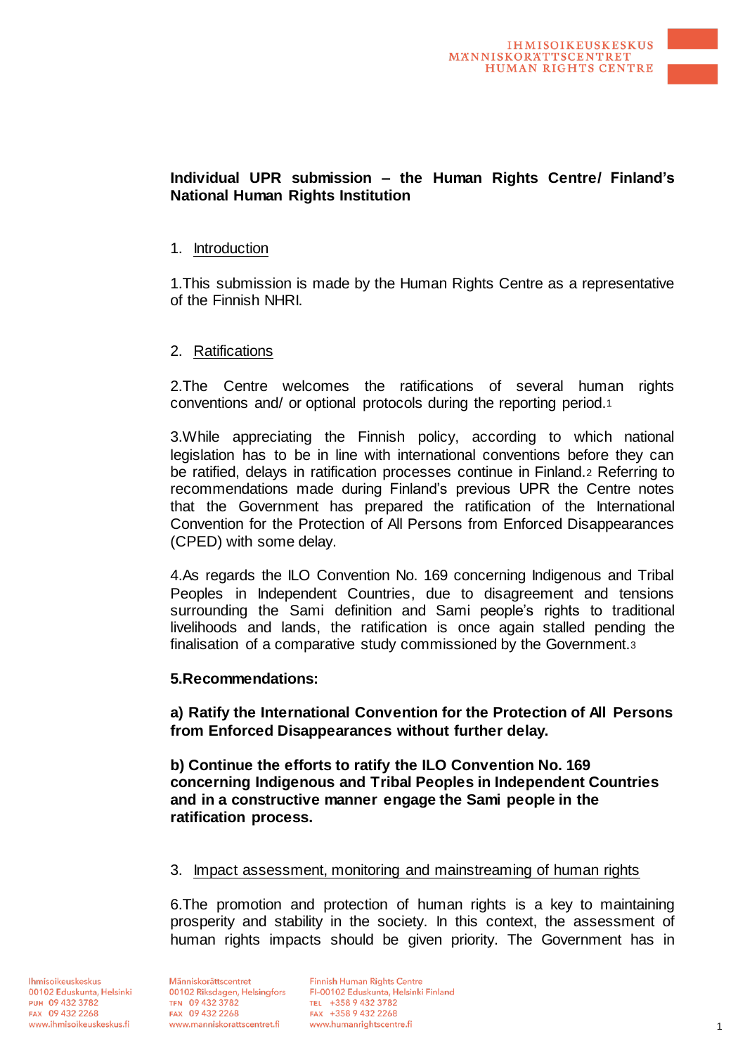**Individual UPR submission – the Human Rights Centre/ Finland's National Human Rights Institution**

1. Introduction

1.This submission is made by the Human Rights Centre as a representative of the Finnish NHRI.

2. Ratifications

2.The Centre welcomes the ratifications of several human rights conventions and/ or optional protocols during the reporting period.[1]

3.While appreciating the Finnish policy, according to which national legislation has to be in line with international conventions before they can be ratified, delays in ratification processes continue in Finland.[2] Referring to recommendations made during Finland's previous UPR the Centre notes that the Government has prepared the ratification of the International Convention for the Protection of All Persons from Enforced Disappearances (CPED) with some delay.

4.As regards the ILO Convention No. 169 concerning Indigenous and Tribal Peoples in Independent Countries, due to disagreement and tensions surrounding the Sami definition and Sami people's rights to traditional livelihoods and lands, the ratification is once again stalled pending the finalisation of a comparative study commissioned by the Government.[3]

**5.Recommendations:**

**a) Ratify the International Convention for the Protection of All Persons from Enforced Disappearances without further delay.**

**b) Continue the efforts to ratify the ILO Convention No. 169 concerning Indigenous and Tribal Peoples in Independent Countries and in a constructive manner engage the Sami people in the ratification process.**

3. Impact assessment, monitoring and mainstreaming of human rights

6.The promotion and protection of human rights is a key to maintaining prosperity and stability in the society. In this context, the assessment of human rights impacts should be given priority. The Government has in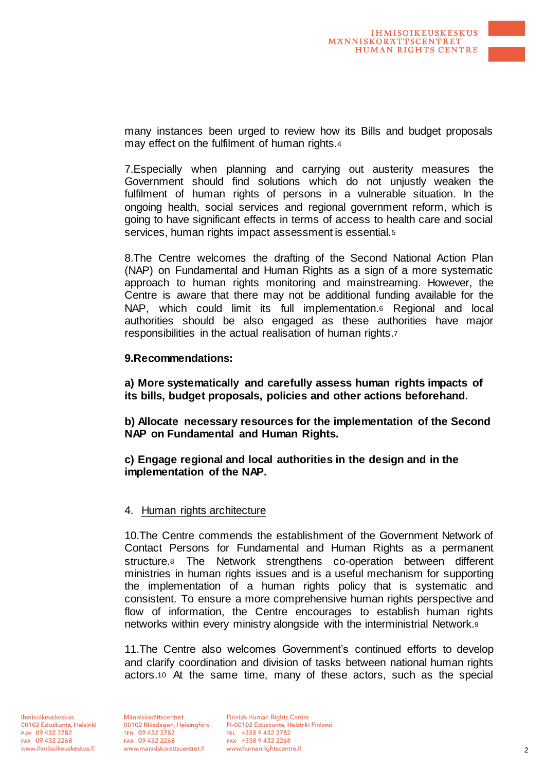many instances been urged to review how its Bills and budget proposals may effect on the fulfilment of human rights.[4]

7.Especially when planning and carrying out austerity measures the Government should find solutions which do not unjustly weaken the fulfilment of human rights of persons in a vulnerable situation. In the ongoing health, social services and regional government reform, which is going to have significant effects in terms of access to health care and social services, human rights impact assessment is essential.[5]

8.The Centre welcomes the drafting of the Second National Action Plan (NAP) on Fundamental and Human Rights as a sign of a more systematic approach to human rights monitoring and mainstreaming. However, the Centre is aware that there may not be additional funding available for the NAP, which could limit its full implementation.[6] Regional and local authorities should be also engaged as these authorities have major responsibilities in the actual realisation of human rights.[7]

**9.Recommendations:**

**a) More systematically and carefully assess human rights impacts of its bills, budget proposals, policies and other actions beforehand.**

**b) Allocate necessary resources for the implementation of the Second NAP on Fundamental and Human Rights.**

**c) Engage regional and local authorities in the design and in the implementation of the NAP.**

## 4. <u>Human rights architecture</u>

10.The Centre commends the establishment of the Government Network of Contact Persons for Fundamental and Human Rights as a permanent structure.[8] The Network strengthens co-operation between different ministries in human rights issues and is a useful mechanism for supporting the implementation of a human rights policy that is systematic and consistent. To ensure a more comprehensive human rights perspective and flow of information, the Centre encourages to establish human rights networks within every ministry alongside with the interministrial Network.[9]

11.The Centre also welcomes Government's continued efforts to develop and clarify coordination and division of tasks between national human rights actors.[10] At the same time, many of these actors, such as the special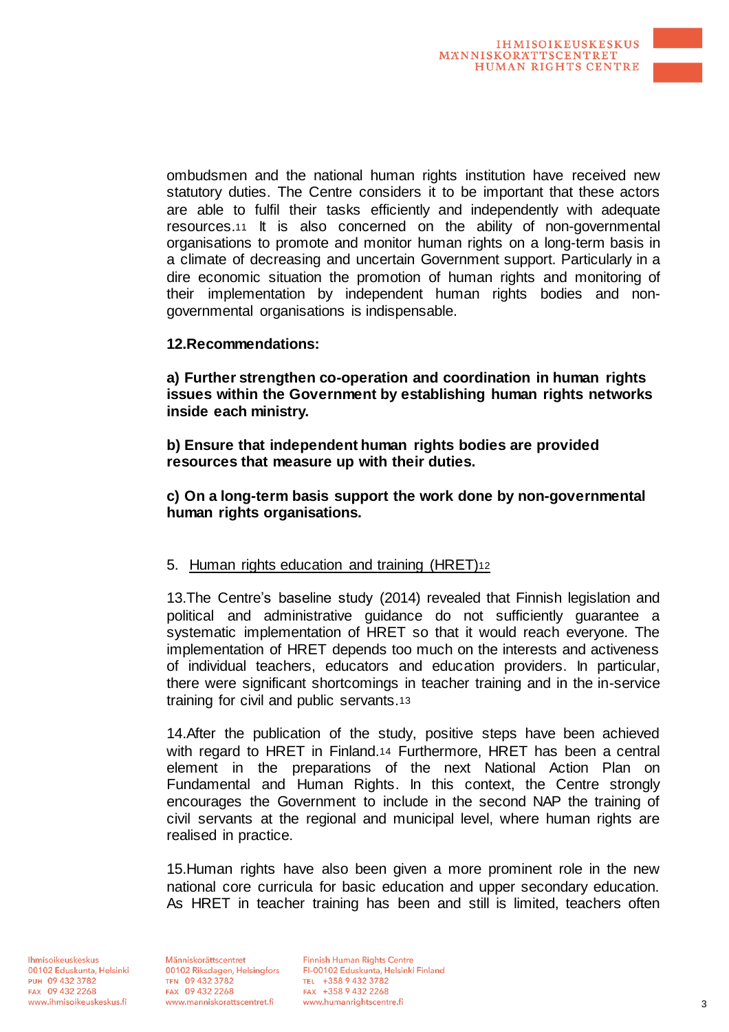ombudsmen and the national human rights institution have received new statutory duties. The Centre considers it to be important that these actors are able to fulfil their tasks efficiently and independently with adequate resources.[11] It is also concerned on the ability of non-governmental organisations to promote and monitor human rights on a long-term basis in a climate of decreasing and uncertain Government support. Particularly in a dire economic situation the promotion of human rights and monitoring of their implementation by independent human rights bodies and non-governmental organisations is indispensable.

**12.Recommendations:**

**a) Further strengthen co-operation and coordination in human rights issues within the Government by establishing human rights networks inside each ministry.**

**b) Ensure that independent human rights bodies are provided resources that measure up with their duties.**

**c) On a long-term basis support the work done by non-governmental human rights organisations.**

## 5. Human rights education and training (HRET)[12]

13.The Centre's baseline study (2014) revealed that Finnish legislation and political and administrative guidance do not sufficiently guarantee a systematic implementation of HRET so that it would reach everyone. The implementation of HRET depends too much on the interests and activeness of individual teachers, educators and education providers. In particular, there were significant shortcomings in teacher training and in the in-service training for civil and public servants.[13]

14.After the publication of the study, positive steps have been achieved with regard to HRET in Finland.[14] Furthermore, HRET has been a central element in the preparations of the next National Action Plan on Fundamental and Human Rights. In this context, the Centre strongly encourages the Government to include in the second NAP the training of civil servants at the regional and municipal level, where human rights are realised in practice.

15.Human rights have also been given a more prominent role in the new national core curricula for basic education and upper secondary education. As HRET in teacher training has been and still is limited, teachers often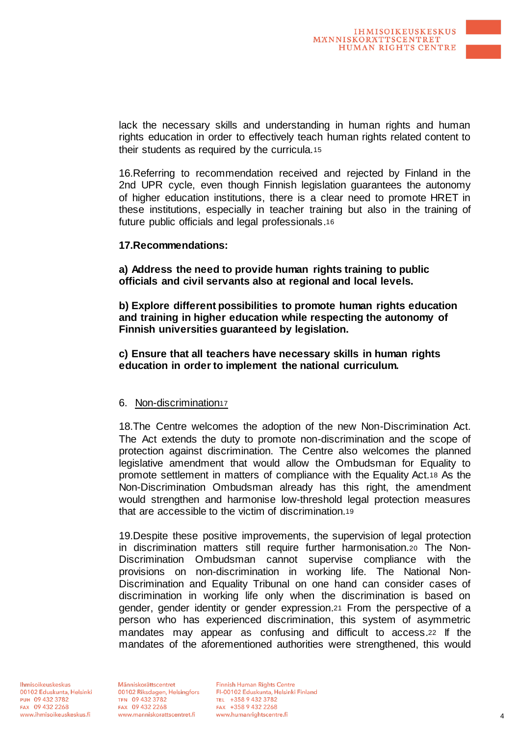lack the necessary skills and understanding in human rights and human rights education in order to effectively teach human rights related content to their students as required by the curricula.[15]

16.Referring to recommendation received and rejected by Finland in the 2nd UPR cycle, even though Finnish legislation guarantees the autonomy of higher education institutions, there is a clear need to promote HRET in these institutions, especially in teacher training but also in the training of future public officials and legal professionals.[16]

**17.Recommendations:**

**a) Address the need to provide human rights training to public officials and civil servants also at regional and local levels.**

**b) Explore different possibilities to promote human rights education and training in higher education while respecting the autonomy of Finnish universities guaranteed by legislation.**

**c) Ensure that all teachers have necessary skills in human rights education in order to implement the national curriculum.**

## 6. Non-discrimination[17]

18.The Centre welcomes the adoption of the new Non-Discrimination Act. The Act extends the duty to promote non-discrimination and the scope of protection against discrimination. The Centre also welcomes the planned legislative amendment that would allow the Ombudsman for Equality to promote settlement in matters of compliance with the Equality Act.[18] As the Non-Discrimination Ombudsman already has this right, the amendment would strengthen and harmonise low-threshold legal protection measures that are accessible to the victim of discrimination.[19]

19.Despite these positive improvements, the supervision of legal protection in discrimination matters still require further harmonisation.[20] The Non-Discrimination Ombudsman cannot supervise compliance with the provisions on non-discrimination in working life. The National Non-Discrimination and Equality Tribunal on one hand can consider cases of discrimination in working life only when the discrimination is based on gender, gender identity or gender expression.[21] From the perspective of a person who has experienced discrimination, this system of asymmetric mandates may appear as confusing and difficult to access.[22] If the mandates of the aforementioned authorities were strengthened, this would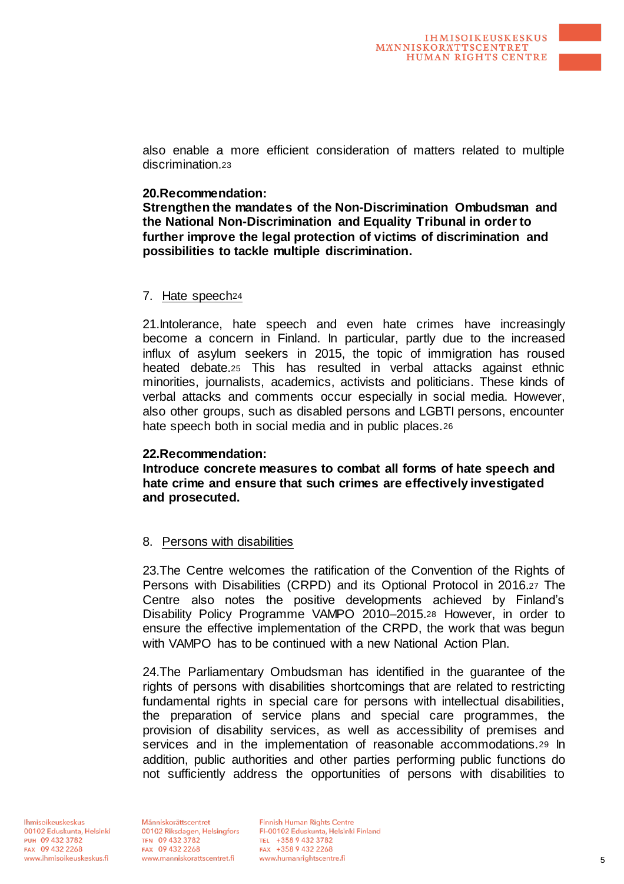also enable a more efficient consideration of matters related to multiple discrimination.[23]

**20.Recommendation:**
**Strengthen the mandates of the Non-Discrimination Ombudsman and the National Non-Discrimination and Equality Tribunal in order to further improve the legal protection of victims of discrimination and possibilities to tackle multiple discrimination.**

## 7. Hate speech[24]

21.Intolerance, hate speech and even hate crimes have increasingly become a concern in Finland. In particular, partly due to the increased influx of asylum seekers in 2015, the topic of immigration has roused heated debate.[25] This has resulted in verbal attacks against ethnic minorities, journalists, academics, activists and politicians. These kinds of verbal attacks and comments occur especially in social media. However, also other groups, such as disabled persons and LGBTI persons, encounter hate speech both in social media and in public places.[26]

**22.Recommendation:**
**Introduce concrete measures to combat all forms of hate speech and hate crime and ensure that such crimes are effectively investigated and prosecuted.**

## 8. Persons with disabilities

23.The Centre welcomes the ratification of the Convention of the Rights of Persons with Disabilities (CRPD) and its Optional Protocol in 2016.[27] The Centre also notes the positive developments achieved by Finland's Disability Policy Programme VAMPO 2010–2015.[28] However, in order to ensure the effective implementation of the CRPD, the work that was begun with VAMPO has to be continued with a new National Action Plan.

24.The Parliamentary Ombudsman has identified in the guarantee of the rights of persons with disabilities shortcomings that are related to restricting fundamental rights in special care for persons with intellectual disabilities, the preparation of service plans and special care programmes, the provision of disability services, as well as accessibility of premises and services and in the implementation of reasonable accommodations.[29] In addition, public authorities and other parties performing public functions do not sufficiently address the opportunities of persons with disabilities to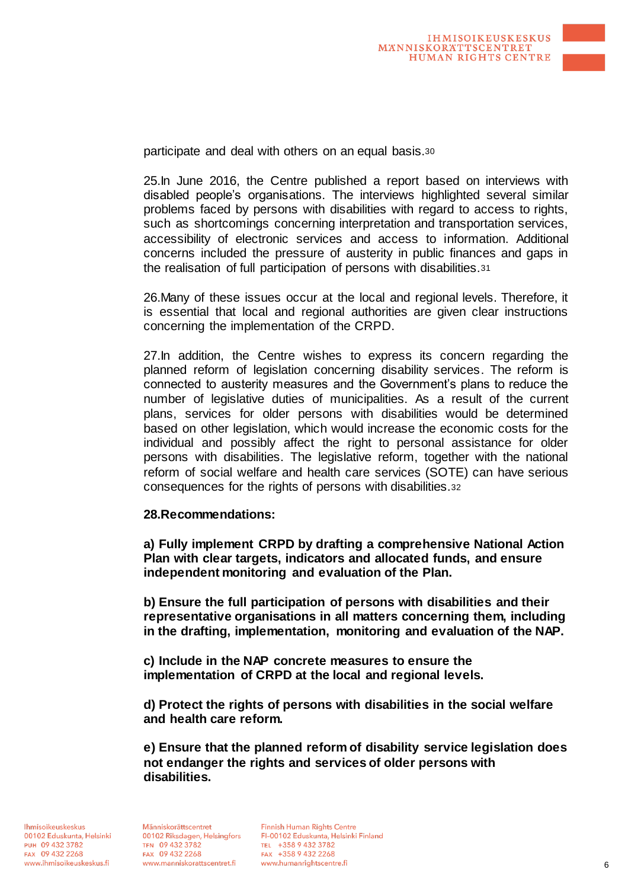participate and deal with others on an equal basis.[30]

25.In June 2016, the Centre published a report based on interviews with disabled people's organisations. The interviews highlighted several similar problems faced by persons with disabilities with regard to access to rights, such as shortcomings concerning interpretation and transportation services, accessibility of electronic services and access to information. Additional concerns included the pressure of austerity in public finances and gaps in the realisation of full participation of persons with disabilities.[31]

26.Many of these issues occur at the local and regional levels. Therefore, it is essential that local and regional authorities are given clear instructions concerning the implementation of the CRPD.

27.In addition, the Centre wishes to express its concern regarding the planned reform of legislation concerning disability services. The reform is connected to austerity measures and the Government's plans to reduce the number of legislative duties of municipalities. As a result of the current plans, services for older persons with disabilities would be determined based on other legislation, which would increase the economic costs for the individual and possibly affect the right to personal assistance for older persons with disabilities. The legislative reform, together with the national reform of social welfare and health care services (SOTE) can have serious consequences for the rights of persons with disabilities.[32]

**28.Recommendations:**

**a) Fully implement CRPD by drafting a comprehensive National Action Plan with clear targets, indicators and allocated funds, and ensure independent monitoring and evaluation of the Plan.**

**b) Ensure the full participation of persons with disabilities and their representative organisations in all matters concerning them, including in the drafting, implementation, monitoring and evaluation of the NAP.**

**c) Include in the NAP concrete measures to ensure the implementation of CRPD at the local and regional levels.**

**d) Protect the rights of persons with disabilities in the social welfare and health care reform.**

**e) Ensure that the planned reform of disability service legislation does not endanger the rights and services of older persons with disabilities.**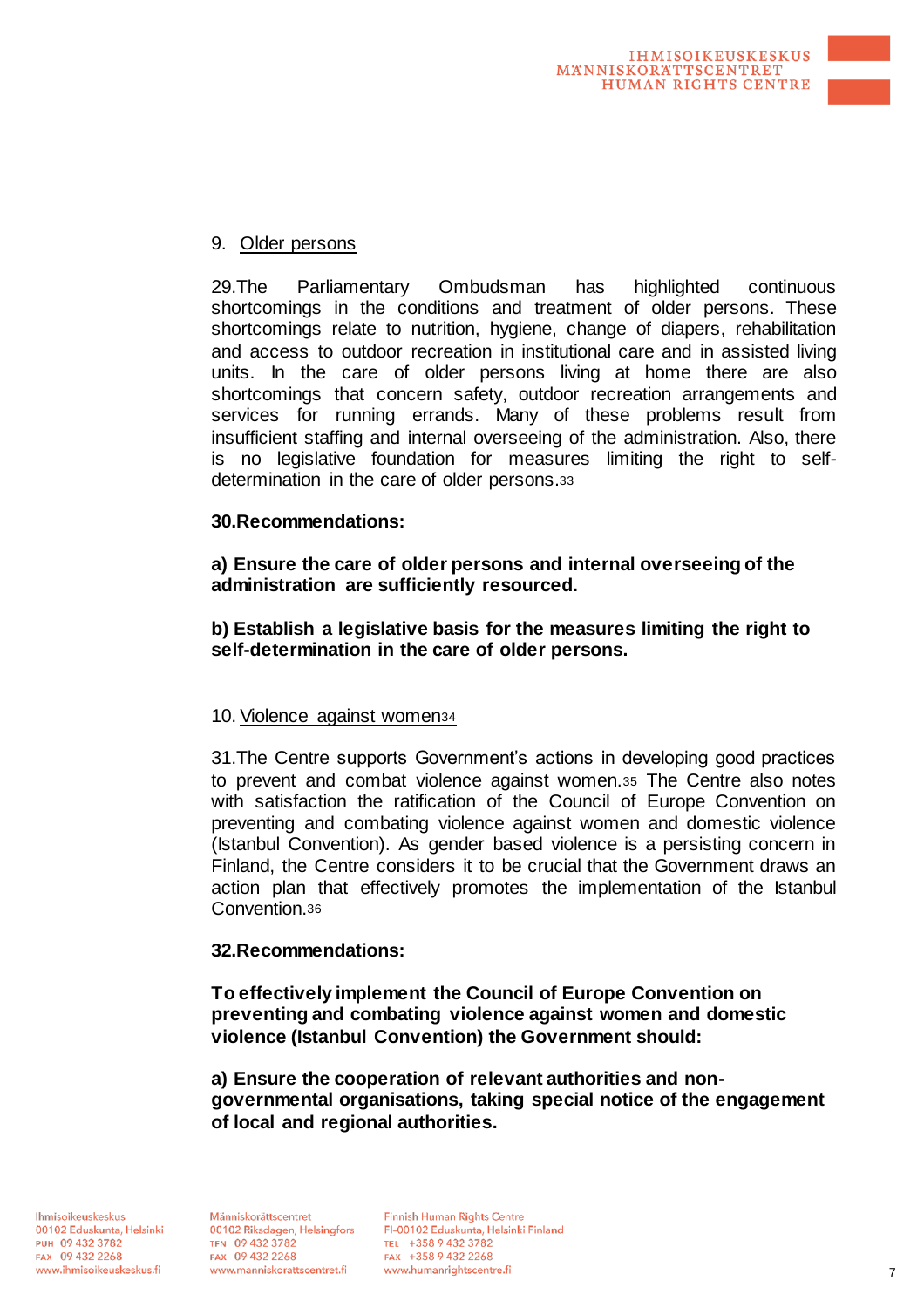## 9. Older persons

29.The Parliamentary Ombudsman has highlighted continuous shortcomings in the conditions and treatment of older persons. These shortcomings relate to nutrition, hygiene, change of diapers, rehabilitation and access to outdoor recreation in institutional care and in assisted living units. In the care of older persons living at home there are also shortcomings that concern safety, outdoor recreation arrangements and services for running errands. Many of these problems result from insufficient staffing and internal overseeing of the administration. Also, there is no legislative foundation for measures limiting the right to self-determination in the care of older persons.[33]

**30.Recommendations:**

**a) Ensure the care of older persons and internal overseeing of the administration are sufficiently resourced.**

**b) Establish a legislative basis for the measures limiting the right to self-determination in the care of older persons.**

## 10. Violence against women[34]

31.The Centre supports Government's actions in developing good practices to prevent and combat violence against women.[35] The Centre also notes with satisfaction the ratification of the Council of Europe Convention on preventing and combating violence against women and domestic violence (Istanbul Convention). As gender based violence is a persisting concern in Finland, the Centre considers it to be crucial that the Government draws an action plan that effectively promotes the implementation of the Istanbul Convention.[36]

**32.Recommendations:**

**To effectively implement the Council of Europe Convention on preventing and combating violence against women and domestic violence (Istanbul Convention) the Government should:**

**a) Ensure the cooperation of relevant authorities and non-governmental organisations, taking special notice of the engagement of local and regional authorities.**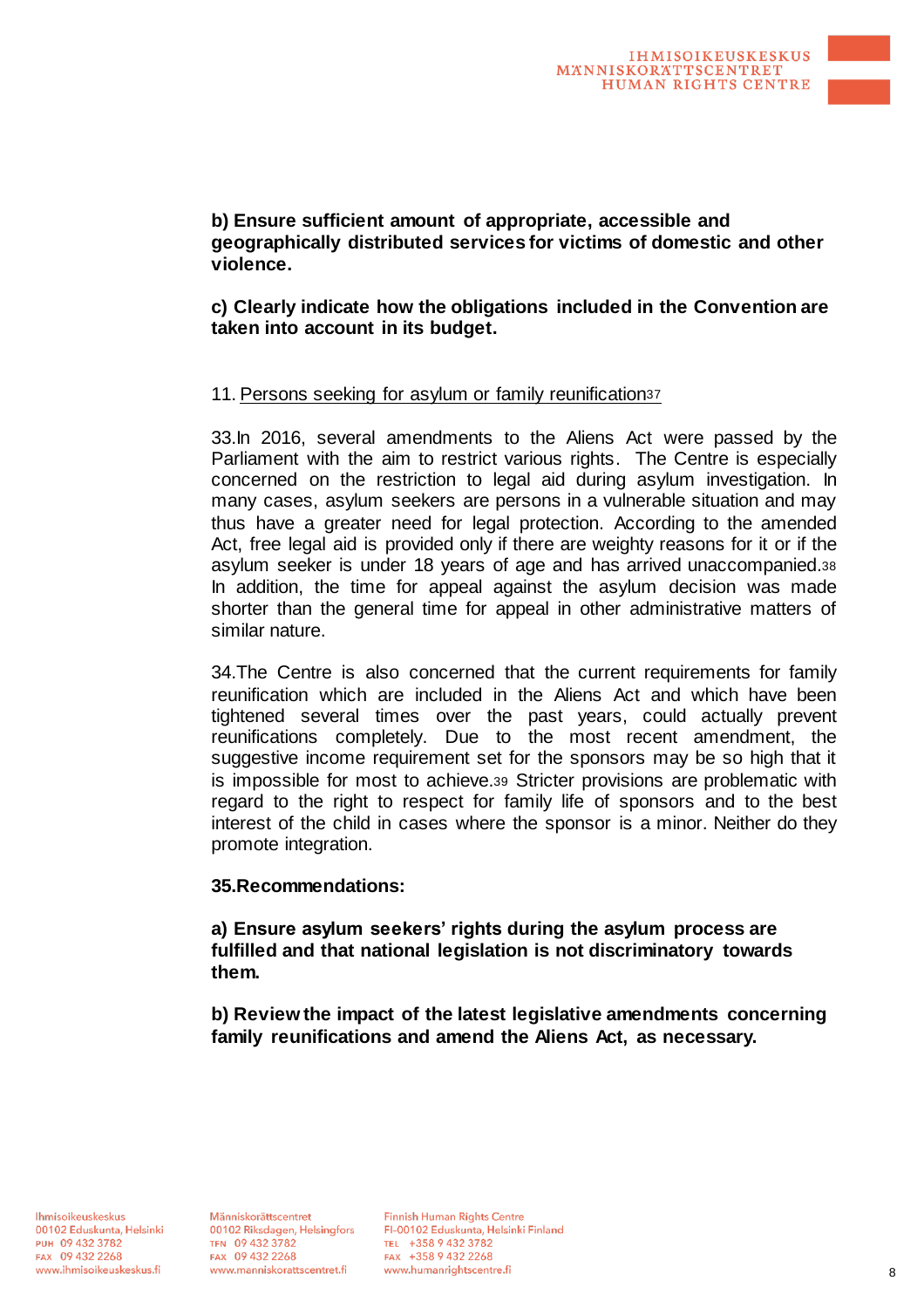**b) Ensure sufficient amount of appropriate, accessible and geographically distributed services for victims of domestic and other violence.**

**c) Clearly indicate how the obligations included in the Convention are taken into account in its budget.**

11. Persons seeking for asylum or family reunification[37]

33.In 2016, several amendments to the Aliens Act were passed by the Parliament with the aim to restrict various rights. The Centre is especially concerned on the restriction to legal aid during asylum investigation. In many cases, asylum seekers are persons in a vulnerable situation and may thus have a greater need for legal protection. According to the amended Act, free legal aid is provided only if there are weighty reasons for it or if the asylum seeker is under 18 years of age and has arrived unaccompanied.[38] In addition, the time for appeal against the asylum decision was made shorter than the general time for appeal in other administrative matters of similar nature.

34.The Centre is also concerned that the current requirements for family reunification which are included in the Aliens Act and which have been tightened several times over the past years, could actually prevent reunifications completely. Due to the most recent amendment, the suggestive income requirement set for the sponsors may be so high that it is impossible for most to achieve.[39] Stricter provisions are problematic with regard to the right to respect for family life of sponsors and to the best interest of the child in cases where the sponsor is a minor. Neither do they promote integration.

**35.Recommendations:**

**a) Ensure asylum seekers' rights during the asylum process are fulfilled and that national legislation is not discriminatory towards them.**

**b) Review the impact of the latest legislative amendments concerning family reunifications and amend the Aliens Act, as necessary.**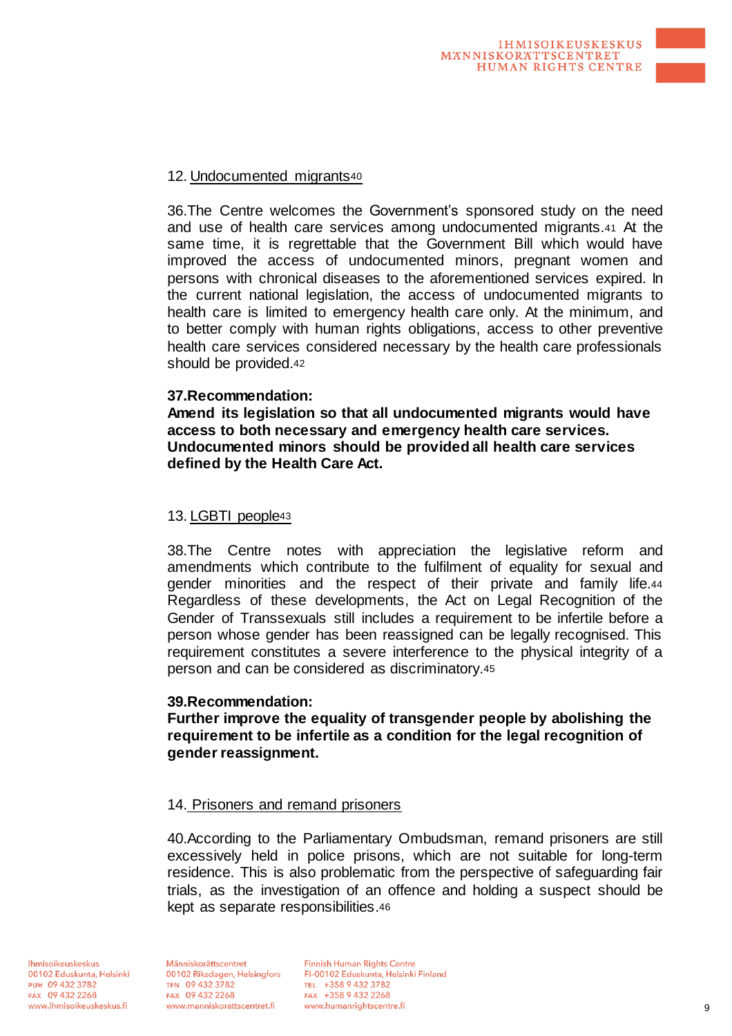## 12. Undocumented migrants[40]

36.The Centre welcomes the Government's sponsored study on the need and use of health care services among undocumented migrants.[41] At the same time, it is regrettable that the Government Bill which would have improved the access of undocumented minors, pregnant women and persons with chronical diseases to the aforementioned services expired. In the current national legislation, the access of undocumented migrants to health care is limited to emergency health care only. At the minimum, and to better comply with human rights obligations, access to other preventive health care services considered necessary by the health care professionals should be provided.[42]

**37.Recommendation:**
**Amend its legislation so that all undocumented migrants would have access to both necessary and emergency health care services. Undocumented minors should be provided all health care services defined by the Health Care Act.**

## 13. LGBTI people[43]

38.The Centre notes with appreciation the legislative reform and amendments which contribute to the fulfilment of equality for sexual and gender minorities and the respect of their private and family life.[44] Regardless of these developments, the Act on Legal Recognition of the Gender of Transsexuals still includes a requirement to be infertile before a person whose gender has been reassigned can be legally recognised. This requirement constitutes a severe interference to the physical integrity of a person and can be considered as discriminatory.[45]

**39.Recommendation:**
**Further improve the equality of transgender people by abolishing the requirement to be infertile as a condition for the legal recognition of gender reassignment.**

## 14. Prisoners and remand prisoners

40.According to the Parliamentary Ombudsman, remand prisoners are still excessively held in police prisons, which are not suitable for long-term residence. This is also problematic from the perspective of safeguarding fair trials, as the investigation of an offence and holding a suspect should be kept as separate responsibilities.[46]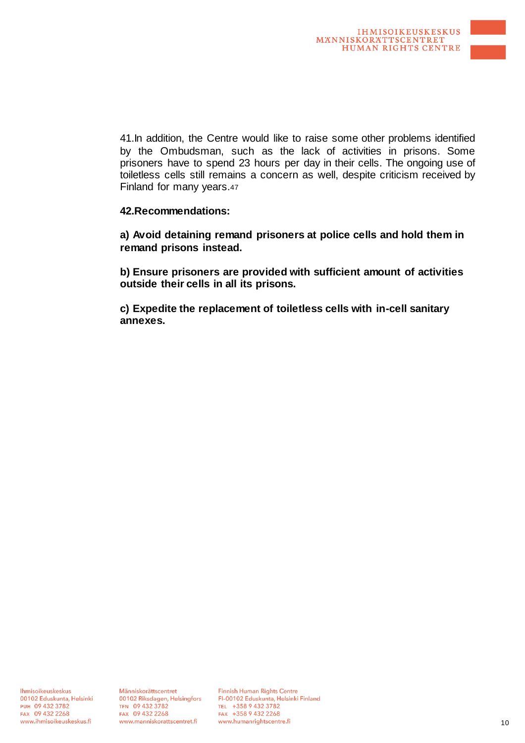41.In addition, the Centre would like to raise some other problems identified by the Ombudsman, such as the lack of activities in prisons. Some prisoners have to spend 23 hours per day in their cells. The ongoing use of toiletless cells still remains a concern as well, despite criticism received by Finland for many years.[47]

**42.Recommendations:**

**a) Avoid detaining remand prisoners at police cells and hold them in remand prisons instead.**

**b) Ensure prisoners are provided with sufficient amount of activities outside their cells in all its prisons.**

**c) Expedite the replacement of toiletless cells with in-cell sanitary annexes.**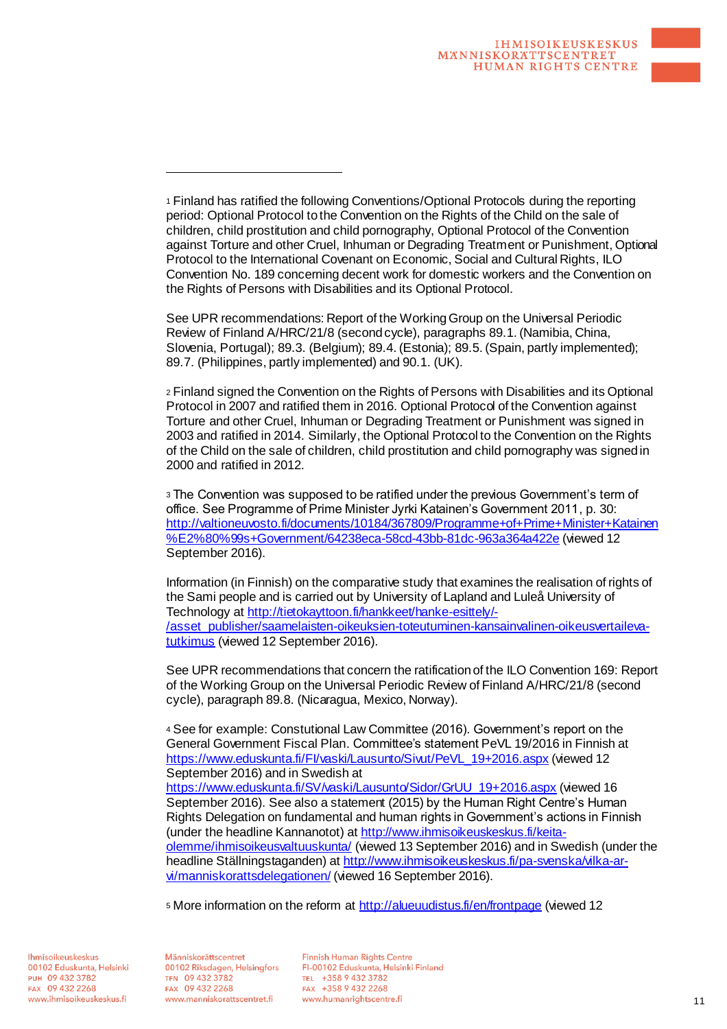[1] Finland has ratified the following Conventions/Optional Protocols during the reporting period: Optional Protocol to the Convention on the Rights of the Child on the sale of children, child prostitution and child pornography, Optional Protocol of the Convention against Torture and other Cruel, Inhuman or Degrading Treatment or Punishment, Optional Protocol to the International Covenant on Economic, Social and Cultural Rights, ILO Convention No. 189 concerning decent work for domestic workers and the Convention on the Rights of Persons with Disabilities and its Optional Protocol.

See UPR recommendations: Report of the Working Group on the Universal Periodic Review of Finland A/HRC/21/8 (second cycle), paragraphs 89.1. (Namibia, China, Slovenia, Portugal); 89.3. (Belgium); 89.4. (Estonia); 89.5. (Spain, partly implemented); 89.7. (Philippines, partly implemented) and 90.1. (UK).

[2] Finland signed the Convention on the Rights of Persons with Disabilities and its Optional Protocol in 2007 and ratified them in 2016. Optional Protocol of the Convention against Torture and other Cruel, Inhuman or Degrading Treatment or Punishment was signed in 2003 and ratified in 2014. Similarly, the Optional Protocol to the Convention on the Rights of the Child on the sale of children, child prostitution and child pornography was signed in 2000 and ratified in 2012.

[3] The Convention was supposed to be ratified under the previous Government's term of office. See Programme of Prime Minister Jyrki Katainen's Government 2011, p. 30: http://valtioneuvosto.fi/documents/10184/367809/Programme+of+Prime+Minister+Katainen%E2%80%99s+Government/64238eca-58cd-43bb-81dc-963a364a422e (viewed 12 September 2016).

Information (in Finnish) on the comparative study that examines the realisation of rights of the Sami people and is carried out by University of Lapland and Luleå University of Technology at http://tietokayttoon.fi/hankkeet/hanke-esittely/-/asset_publisher/saamelaisten-oikeuksien-toteutuminen-kansainvalinen-oikeusvertaileva-tutkimus (viewed 12 September 2016).

See UPR recommendations that concern the ratification of the ILO Convention 169: Report of the Working Group on the Universal Periodic Review of Finland A/HRC/21/8 (second cycle), paragraph 89.8. (Nicaragua, Mexico, Norway).

[4] See for example: Constutional Law Committee (2016). Government's report on the General Government Fiscal Plan. Committee's statement PeVL 19/2016 in Finnish at https://www.eduskunta.fi/FI/vaski/Lausunto/Sivut/PeVL_19+2016.aspx (viewed 12 September 2016) and in Swedish at https://www.eduskunta.fi/SV/vaski/Lausunto/Sidor/GrUU_19+2016.aspx (viewed 16 September 2016). See also a statement (2015) by the Human Right Centre's Human Rights Delegation on fundamental and human rights in Government's actions in Finnish (under the headline Kannanotot) at http://www.ihmisoikeuskeskus.fi/keita-olemme/ihmisoikeusvaltuuskunta/ (viewed 13 September 2016) and in Swedish (under the headline Ställningstaganden) at http://www.ihmisoikeuskeskus.fi/pa-svenska/vilka-ar-vi/manniskorattsdelegationen/ (viewed 16 September 2016).

[5] More information on the reform at http://alueuudistus.fi/en/frontpage (viewed 12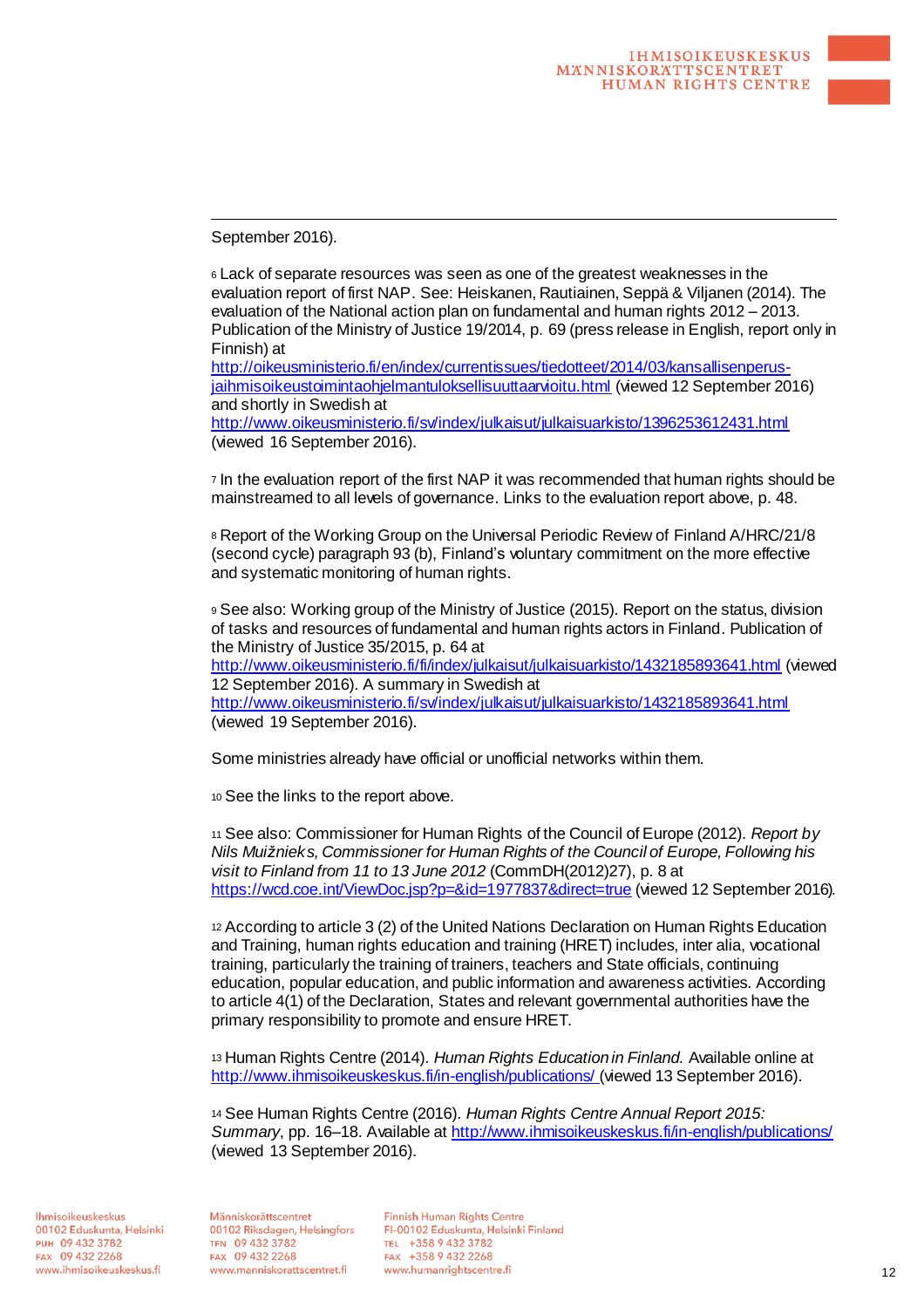September 2016).

[6] Lack of separate resources was seen as one of the greatest weaknesses in the evaluation report of first NAP. See: Heiskanen, Rautiainen, Seppä & Viljanen (2014). The evaluation of the National action plan on fundamental and human rights 2012 – 2013. Publication of the Ministry of Justice 19/2014, p. 69 (press release in English, report only in Finnish) at http://oikeusministerio.fi/en/index/currentissues/tiedotteet/2014/03/kansallisenperus-jaihmisoikeustoimintaohjelmantuloksellisuuttaarvioitu.html (viewed 12 September 2016) and shortly in Swedish at http://www.oikeusministerio.fi/sv/index/julkaisut/julkaisuarkisto/1396253612431.html (viewed 16 September 2016).

[7] In the evaluation report of the first NAP it was recommended that human rights should be mainstreamed to all levels of governance. Links to the evaluation report above, p. 48.

[8] Report of the Working Group on the Universal Periodic Review of Finland A/HRC/21/8 (second cycle) paragraph 93 (b), Finland's voluntary commitment on the more effective and systematic monitoring of human rights.

[9] See also: Working group of the Ministry of Justice (2015). Report on the status, division of tasks and resources of fundamental and human rights actors in Finland. Publication of the Ministry of Justice 35/2015, p. 64 at http://www.oikeusministerio.fi/fi/index/julkaisut/julkaisuarkisto/1432185893641.html (viewed 12 September 2016). A summary in Swedish at http://www.oikeusministerio.fi/sv/index/julkaisut/julkaisuarkisto/1432185893641.html (viewed 19 September 2016).

Some ministries already have official or unofficial networks within them.

[10] See the links to the report above.

[11] See also: Commissioner for Human Rights of the Council of Europe (2012). *Report by Nils Muižnieks, Commissioner for Human Rights of the Council of Europe, Following his visit to Finland from 11 to 13 June 2012* (CommDH(2012)27), p. 8 at https://wcd.coe.int/ViewDoc.jsp?p=&id=1977837&direct=true (viewed 12 September 2016).

[12] According to article 3 (2) of the United Nations Declaration on Human Rights Education and Training, human rights education and training (HRET) includes, inter alia, vocational training, particularly the training of trainers, teachers and State officials, continuing education, popular education, and public information and awareness activities. According to article 4(1) of the Declaration, States and relevant governmental authorities have the primary responsibility to promote and ensure HRET.

[13] Human Rights Centre (2014). *Human Rights Education in Finland.* Available online at http://www.ihmisoikeuskeskus.fi/in-english/publications/ (viewed 13 September 2016).

[14] See Human Rights Centre (2016). *Human Rights Centre Annual Report 2015: Summary*, pp. 16–18. Available at http://www.ihmisoikeuskeskus.fi/in-english/publications/ (viewed 13 September 2016).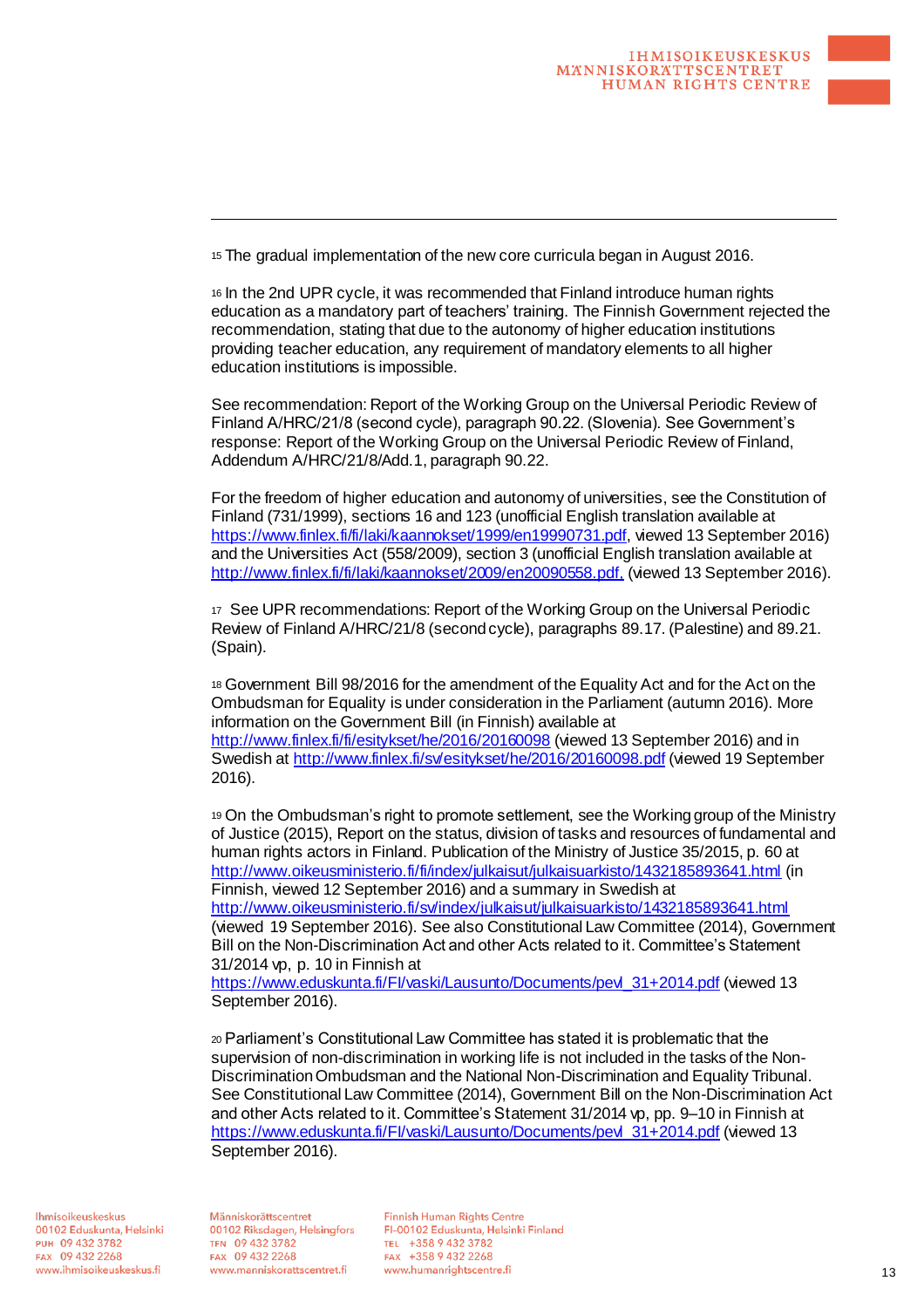[15] The gradual implementation of the new core curricula began in August 2016.

[16] In the 2nd UPR cycle, it was recommended that Finland introduce human rights education as a mandatory part of teachers' training. The Finnish Government rejected the recommendation, stating that due to the autonomy of higher education institutions providing teacher education, any requirement of mandatory elements to all higher education institutions is impossible.

See recommendation: Report of the Working Group on the Universal Periodic Review of Finland A/HRC/21/8 (second cycle), paragraph 90.22. (Slovenia). See Government's response: Report of the Working Group on the Universal Periodic Review of Finland, Addendum A/HRC/21/8/Add.1, paragraph 90.22.

For the freedom of higher education and autonomy of universities, see the Constitution of Finland (731/1999), sections 16 and 123 (unofficial English translation available at https://www.finlex.fi/fi/laki/kaannokset/1999/en19990731.pdf, viewed 13 September 2016) and the Universities Act (558/2009), section 3 (unofficial English translation available at http://www.finlex.fi/fi/laki/kaannokset/2009/en20090558.pdf, (viewed 13 September 2016).

[17] See UPR recommendations: Report of the Working Group on the Universal Periodic Review of Finland A/HRC/21/8 (second cycle), paragraphs 89.17. (Palestine) and 89.21. (Spain).

[18] Government Bill 98/2016 for the amendment of the Equality Act and for the Act on the Ombudsman for Equality is under consideration in the Parliament (autumn 2016). More information on the Government Bill (in Finnish) available at http://www.finlex.fi/fi/esitykset/he/2016/20160098 (viewed 13 September 2016) and in Swedish at http://www.finlex.fi/sv/esitykset/he/2016/20160098.pdf (viewed 19 September 2016).

[19] On the Ombudsman's right to promote settlement, see the Working group of the Ministry of Justice (2015), Report on the status, division of tasks and resources of fundamental and human rights actors in Finland. Publication of the Ministry of Justice 35/2015, p. 60 at http://www.oikeusministerio.fi/fi/index/julkaisut/julkaisuarkisto/1432185893641.html (in Finnish, viewed 12 September 2016) and a summary in Swedish at http://www.oikeusministerio.fi/sv/index/julkaisut/julkaisuarkisto/1432185893641.html (viewed 19 September 2016). See also Constitutional Law Committee (2014), Government Bill on the Non-Discrimination Act and other Acts related to it. Committee's Statement 31/2014 vp, p. 10 in Finnish at https://www.eduskunta.fi/FI/vaski/Lausunto/Documents/pevl_31+2014.pdf (viewed 13 September 2016).

[20] Parliament's Constitutional Law Committee has stated it is problematic that the supervision of non-discrimination in working life is not included in the tasks of the Non-Discrimination Ombudsman and the National Non-Discrimination and Equality Tribunal. See Constitutional Law Committee (2014), Government Bill on the Non-Discrimination Act and other Acts related to it. Committee's Statement 31/2014 vp, pp. 9–10 in Finnish at https://www.eduskunta.fi/FI/vaski/Lausunto/Documents/pevl_31+2014.pdf (viewed 13 September 2016).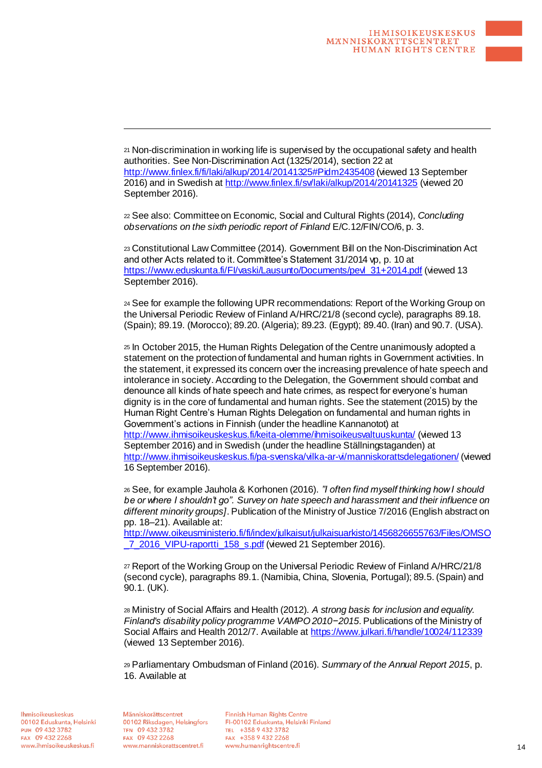[21] Non-discrimination in working life is supervised by the occupational safety and health authorities. See Non-Discrimination Act (1325/2014), section 22 at http://www.finlex.fi/fi/laki/alkup/2014/20141325#Pidm2435408 (viewed 13 September 2016) and in Swedish at http://www.finlex.fi/sv/laki/alkup/2014/20141325 (viewed 20 September 2016).

[22] See also: Committee on Economic, Social and Cultural Rights (2014), *Concluding observations on the sixth periodic report of Finland* E/C.12/FIN/CO/6, p. 3.

[23] Constitutional Law Committee (2014). Government Bill on the Non-Discrimination Act and other Acts related to it. Committee's Statement 31/2014 vp, p. 10 at https://www.eduskunta.fi/FI/vaski/Lausunto/Documents/pevl_31+2014.pdf (viewed 13 September 2016).

[24] See for example the following UPR recommendations: Report of the Working Group on the Universal Periodic Review of Finland A/HRC/21/8 (second cycle), paragraphs 89.18. (Spain); 89.19. (Morocco); 89.20. (Algeria); 89.23. (Egypt); 89.40. (Iran) and 90.7. (USA).

[25] In October 2015, the Human Rights Delegation of the Centre unanimously adopted a statement on the protection of fundamental and human rights in Government activities. In the statement, it expressed its concern over the increasing prevalence of hate speech and intolerance in society. According to the Delegation, the Government should combat and denounce all kinds of hate speech and hate crimes, as respect for everyone's human dignity is in the core of fundamental and human rights. See the statement (2015) by the Human Right Centre's Human Rights Delegation on fundamental and human rights in Government's actions in Finnish (under the headline Kannanotot) at http://www.ihmisoikeuskeskus.fi/keita-olemme/ihmisoikeusvaltuuskunta/ (viewed 13 September 2016) and in Swedish (under the headline Ställningstaganden) at http://www.ihmisoikeuskeskus.fi/pa-svenska/vilka-ar-vi/manniskorattsdelegationen/ (viewed 16 September 2016).

[26] See, for example Jauhola & Korhonen (2016). *"I often find myself thinking how I should be or where I shouldn't go". Survey on hate speech and harassment and their influence on different minority groups]*. Publication of the Ministry of Justice 7/2016 (English abstract on pp. 18–21). Available at: http://www.oikeusministerio.fi/fi/index/julkaisut/julkaisuarkisto/1456826655763/Files/OMSO_7_2016_VIPU-raportti_158_s.pdf (viewed 21 September 2016).

[27] Report of the Working Group on the Universal Periodic Review of Finland A/HRC/21/8 (second cycle), paragraphs 89.1. (Namibia, China, Slovenia, Portugal); 89.5. (Spain) and 90.1. (UK).

[28] Ministry of Social Affairs and Health (2012). *A strong basis for inclusion and equality. Finland's disability policy programme VAMPO 2010−2015*. Publications of the Ministry of Social Affairs and Health 2012/7. Available at https://www.julkari.fi/handle/10024/112339 (viewed 13 September 2016).

[29] Parliamentary Ombudsman of Finland (2016). *Summary of the Annual Report 2015*, p. 16. Available at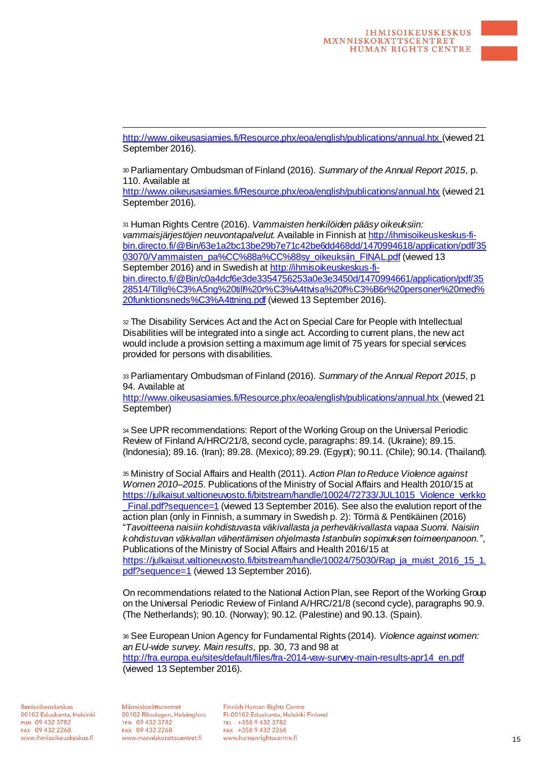http://www.oikeusasiamies.fi/Resource.phx/eoa/english/publications/annual.htx (viewed 21 September 2016).

[30] Parliamentary Ombudsman of Finland (2016). *Summary of the Annual Report 2015*, p. 110. Available at http://www.oikeusasiamies.fi/Resource.phx/eoa/english/publications/annual.htx (viewed 21 September 2016).

[31] Human Rights Centre (2016). *Vammaisten henkilöiden pääsy oikeuksiin: vammaisjärjestöjen neuvontapalvelut.* Available in Finnish at http://ihmisoikeuskeskus-fi-bin.directo.fi/@Bin/63e1a2bc13be29b7e71c42be6dd468dd/1470994618/application/pdf/3503070/Vammaisten_pa%CC%88a%CC%88sy_oikeuksiin_FINAL.pdf (viewed 13 September 2016) and in Swedish at http://ihmisoikeuskeskus-fi-bin.directo.fi/@Bin/c0a4dcf6e3de3354756253a0e3e3450d/1470994661/application/pdf/3528514/Tillg%C3%A5ng%20till%20r%C3%A4ttvisa%20f%C3%B6r%20personer%20med%20funktionsneds%C3%A4ttning.pdf (viewed 13 September 2016).

[32] The Disability Services Act and the Act on Special Care for People with Intellectual Disabilities will be integrated into a single act. According to current plans, the new act would include a provision setting a maximum age limit of 75 years for special services provided for persons with disabilities.

[33] Parliamentary Ombudsman of Finland (2016). *Summary of the Annual Report 2015*, p 94. Available at http://www.oikeusasiamies.fi/Resource.phx/eoa/english/publications/annual.htx (viewed 21 September)

[34] See UPR recommendations: Report of the Working Group on the Universal Periodic Review of Finland A/HRC/21/8, second cycle, paragraphs: 89.14. (Ukraine); 89.15. (Indonesia); 89.16. (Iran); 89.28. (Mexico); 89.29. (Egypt); 90.11. (Chile); 90.14. (Thailand).

[35] Ministry of Social Affairs and Health (2011). *Action Plan to Reduce Violence against Women 2010–2015.* Publications of the Ministry of Social Affairs and Health 2010/15 at https://julkaisut.valtioneuvosto.fi/bitstream/handle/10024/72733/JUL1015_Violence_verkko_Final.pdf?sequence=1 (viewed 13 September 2016). See also the evalution report of the action plan (only in Finnish, a summary in Swedish p. 2): Törmä & Pentikäinen (2016) "*Tavoitteena naisiin kohdistuvasta väkivallasta ja perheväkivallasta vapaa Suomi. Naisiin kohdistuvan väkivallan vähentämisen ohjelmasta Istanbulin sopimuksen toimeenpanoon.*", Publications of the Ministry of Social Affairs and Health 2016/15 at https://julkaisut.valtioneuvosto.fi/bitstream/handle/10024/75030/Rap_ja_muist_2016_15_1.pdf?sequence=1 (viewed 13 September 2016).

On recommendations related to the National Action Plan, see Report of the Working Group on the Universal Periodic Review of Finland A/HRC/21/8 (second cycle), paragraphs 90.9. (The Netherlands); 90.10. (Norway); 90.12. (Palestine) and 90.13. (Spain).

[36] See European Union Agency for Fundamental Rights (2014). *Violence against women: an EU-wide survey. Main results,* pp. 30, 73 and 98 at http://fra.europa.eu/sites/default/files/fra-2014-vaw-survey-main-results-apr14_en.pdf (viewed 13 September 2016).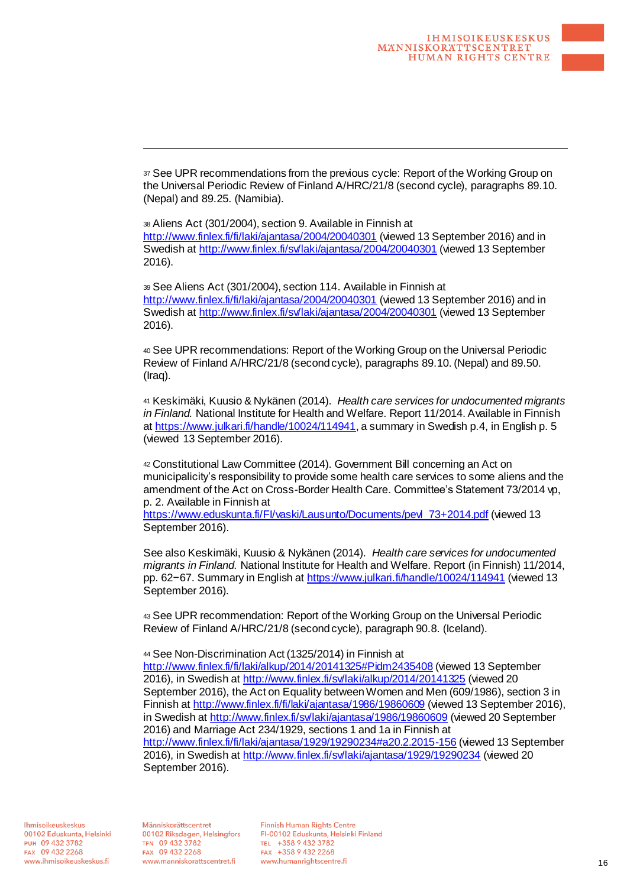[37] See UPR recommendations from the previous cycle: Report of the Working Group on the Universal Periodic Review of Finland A/HRC/21/8 (second cycle), paragraphs 89.10. (Nepal) and 89.25. (Namibia).

[38] Aliens Act (301/2004), section 9. Available in Finnish at http://www.finlex.fi/fi/laki/ajantasa/2004/20040301 (viewed 13 September 2016) and in Swedish at http://www.finlex.fi/sv/laki/ajantasa/2004/20040301 (viewed 13 September 2016).

[39] See Aliens Act (301/2004), section 114. Available in Finnish at http://www.finlex.fi/fi/laki/ajantasa/2004/20040301 (viewed 13 September 2016) and in Swedish at http://www.finlex.fi/sv/laki/ajantasa/2004/20040301 (viewed 13 September 2016).

[40] See UPR recommendations: Report of the Working Group on the Universal Periodic Review of Finland A/HRC/21/8 (second cycle), paragraphs 89.10. (Nepal) and 89.50. (Iraq).

[41] Keskimäki, Kuusio & Nykänen (2014). *Health care services for undocumented migrants in Finland.* National Institute for Health and Welfare. Report 11/2014. Available in Finnish at https://www.julkari.fi/handle/10024/114941, a summary in Swedish p.4, in English p. 5 (viewed 13 September 2016).

[42] Constitutional Law Committee (2014). Government Bill concerning an Act on municipalicity's responsibility to provide some health care services to some aliens and the amendment of the Act on Cross-Border Health Care. Committee's Statement 73/2014 vp, p. 2. Available in Finnish at https://www.eduskunta.fi/FI/vaski/Lausunto/Documents/pevl_73+2014.pdf (viewed 13 September 2016).

See also Keskimäki, Kuusio & Nykänen (2014). *Health care services for undocumented migrants in Finland.* National Institute for Health and Welfare. Report (in Finnish) 11/2014, pp. 62−67. Summary in English at https://www.julkari.fi/handle/10024/114941 (viewed 13 September 2016).

[43] See UPR recommendation: Report of the Working Group on the Universal Periodic Review of Finland A/HRC/21/8 (second cycle), paragraph 90.8. (Iceland).

[44] See Non-Discrimination Act (1325/2014) in Finnish at http://www.finlex.fi/fi/laki/alkup/2014/20141325#Pidm2435408 (viewed 13 September 2016), in Swedish at http://www.finlex.fi/sv/laki/alkup/2014/20141325 (viewed 20 September 2016), the Act on Equality between Women and Men (609/1986), section 3 in Finnish at http://www.finlex.fi/fi/laki/ajantasa/1986/19860609 (viewed 13 September 2016), in Swedish at http://www.finlex.fi/sv/laki/ajantasa/1986/19860609 (viewed 20 September 2016) and Marriage Act 234/1929, sections 1 and 1a in Finnish at http://www.finlex.fi/fi/laki/ajantasa/1929/19290234#a20.2.2015-156 (viewed 13 September 2016), in Swedish at http://www.finlex.fi/sv/laki/ajantasa/1929/19290234 (viewed 20 September 2016).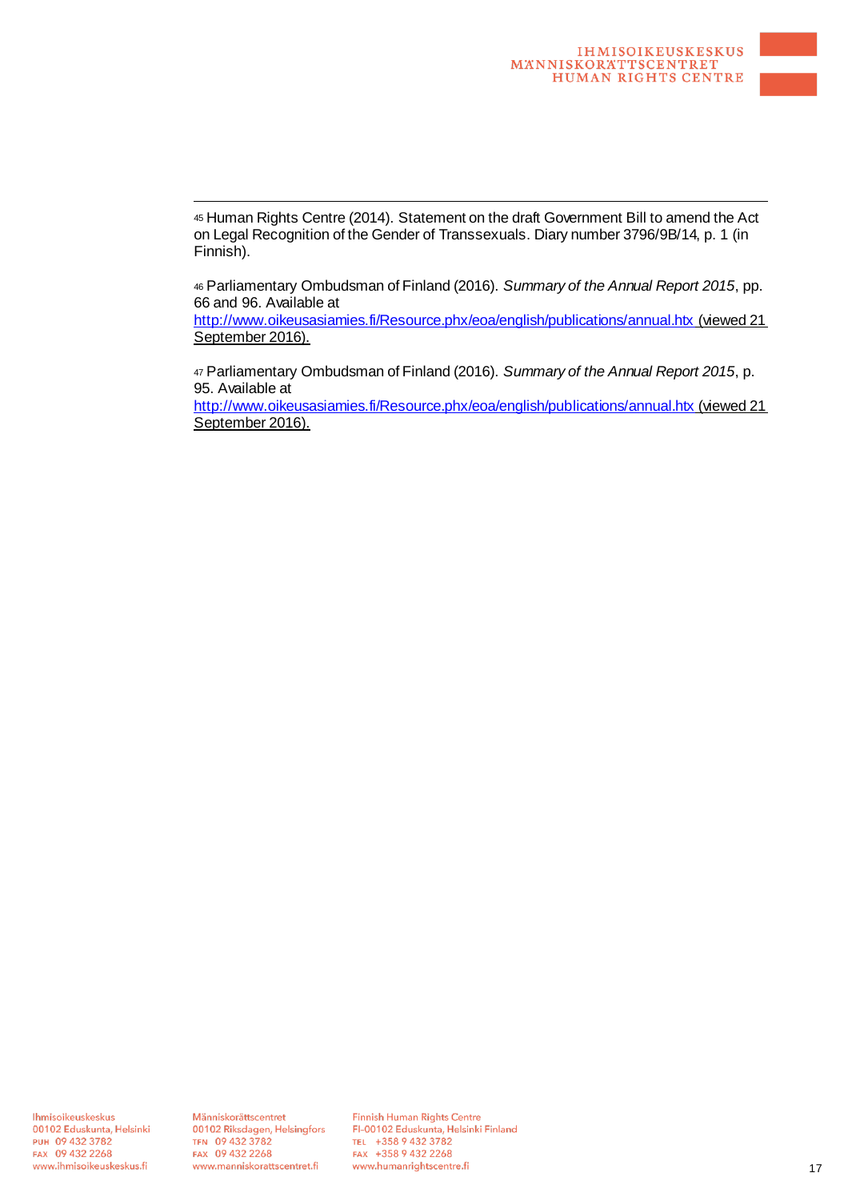[45] Human Rights Centre (2014). Statement on the draft Government Bill to amend the Act on Legal Recognition of the Gender of Transsexuals. Diary number 3796/9B/14, p. 1 (in Finnish).

[46] Parliamentary Ombudsman of Finland (2016). *Summary of the Annual Report 2015*, pp. 66 and 96. Available at http://www.oikeusasiamies.fi/Resource.phx/eoa/english/publications/annual.htx (viewed 21 September 2016).

[47] Parliamentary Ombudsman of Finland (2016). *Summary of the Annual Report 2015*, p. 95. Available at http://www.oikeusasiamies.fi/Resource.phx/eoa/english/publications/annual.htx (viewed 21 September 2016).